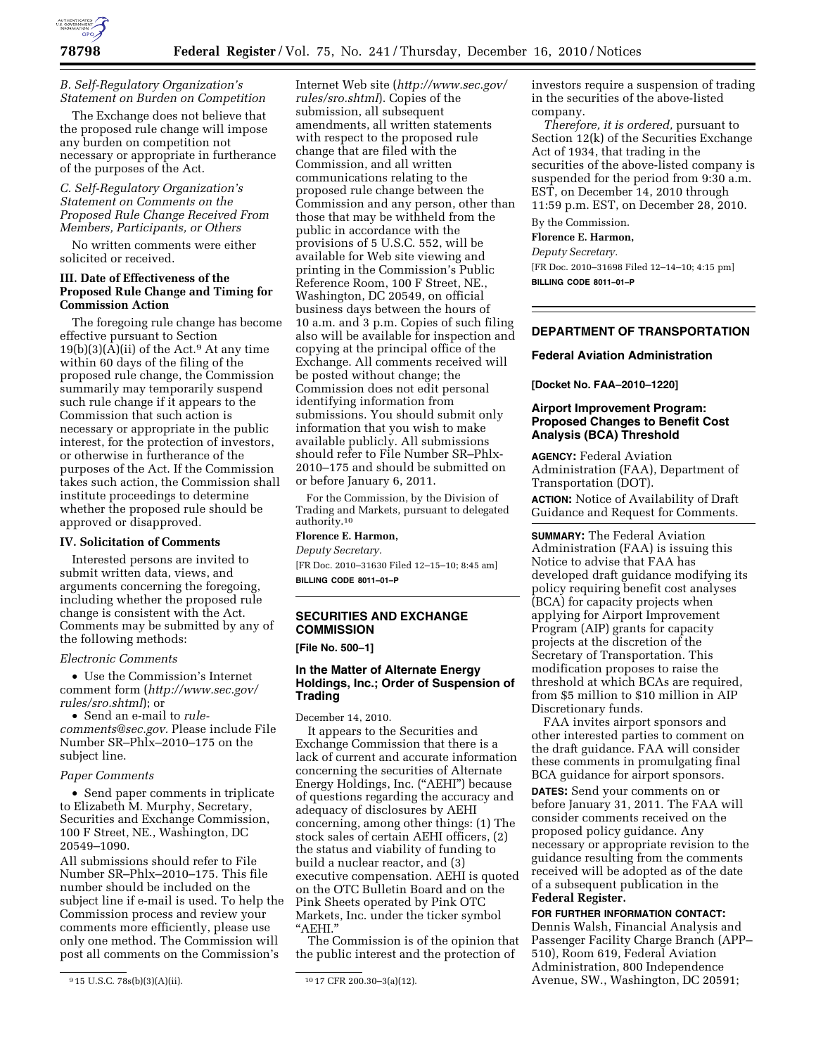### B. Self-Regulatory Organization's Statement on Burden on Competition

The Exchange does not believe that the proposed rule change will impose any burden on competition not necessary or appropriate in furtherance of the purposes of the Act.

### C. Self-Regulatory Organization's Statement on Comments on the Proposed Rule Change Received From Members, Participants, or Others

No written comments were either solicited or received.

## III. Date of Effectiveness of the Proposed Rule Change and Timing for Commission Action

The foregoing rule change has become effective pursuant to Section 19(b)(3)(A)(ii) of the Act.[9] At any time within 60 days of the filing of the proposed rule change, the Commission summarily may temporarily suspend such rule change if it appears to the Commission that such action is necessary or appropriate in the public interest, for the protection of investors, or otherwise in furtherance of the purposes of the Act. If the Commission takes such action, the Commission shall institute proceedings to determine whether the proposed rule should be approved or disapproved.

## IV. Solicitation of Comments

Interested persons are invited to submit written data, views, and arguments concerning the foregoing, including whether the proposed rule change is consistent with the Act. Comments may be submitted by any of the following methods:

*Electronic Comments*

- Use the Commission's Internet comment form (*http://www.sec.gov/rules/sro.shtml*); or
- Send an e-mail to *rule-comments@sec.gov.* Please include File Number SR–Phlx–2010–175 on the subject line.

*Paper Comments*

- Send paper comments in triplicate to Elizabeth M. Murphy, Secretary, Securities and Exchange Commission, 100 F Street, NE., Washington, DC 20549–1090.

All submissions should refer to File Number SR–Phlx–2010–175. This file number should be included on the subject line if e-mail is used. To help the Commission process and review your comments more efficiently, please use only one method. The Commission will post all comments on the Commission's Internet Web site (*http://www.sec.gov/rules/sro.shtml*). Copies of the submission, all subsequent amendments, all written statements with respect to the proposed rule change that are filed with the Commission, and all written communications relating to the proposed rule change between the Commission and any person, other than those that may be withheld from the public in accordance with the provisions of 5 U.S.C. 552, will be available for Web site viewing and printing in the Commission's Public Reference Room, 100 F Street, NE., Washington, DC 20549, on official business days between the hours of 10 a.m. and 3 p.m. Copies of such filing also will be available for inspection and copying at the principal office of the Exchange. All comments received will be posted without change; the Commission does not edit personal identifying information from submissions. You should submit only information that you wish to make available publicly. All submissions should refer to File Number SR–Phlx-2010–175 and should be submitted on or before January 6, 2011.

For the Commission, by the Division of Trading and Markets, pursuant to delegated authority.[10]

**Florence E. Harmon,**

*Deputy Secretary.*

[FR Doc. 2010–31630 Filed 12–15–10; 8:45 am]

**BILLING CODE 8011–01–P**

---

[9] 15 U.S.C. 78s(b)(3)(A)(ii).

[10] 17 CFR 200.30–3(a)(12).

---

# SECURITIES AND EXCHANGE COMMISSION

**[File No. 500–1]**

## In the Matter of Alternate Energy Holdings, Inc.; Order of Suspension of Trading

December 14, 2010.

It appears to the Securities and Exchange Commission that there is a lack of current and accurate information concerning the securities of Alternate Energy Holdings, Inc. ("AEHI") because of questions regarding the accuracy and adequacy of disclosures by AEHI concerning, among other things: (1) The stock sales of certain AEHI officers, (2) the status and viability of funding to build a nuclear reactor, and (3) executive compensation. AEHI is quoted on the OTC Bulletin Board and on the Pink Sheets operated by Pink OTC Markets, Inc. under the ticker symbol "AEHI."

The Commission is of the opinion that the public interest and the protection of investors require a suspension of trading in the securities of the above-listed company.

*Therefore, it is ordered,* pursuant to Section 12(k) of the Securities Exchange Act of 1934, that trading in the securities of the above-listed company is suspended for the period from 9:30 a.m. EST, on December 14, 2010 through 11:59 p.m. EST, on December 28, 2010.

By the Commission.

**Florence E. Harmon,**

*Deputy Secretary.*

[FR Doc. 2010–31698 Filed 12–14–10; 4:15 pm]

**BILLING CODE 8011–01–P**

---

# DEPARTMENT OF TRANSPORTATION

## Federal Aviation Administration

**[Docket No. FAA–2010–1220]**

## Airport Improvement Program: Proposed Changes to Benefit Cost Analysis (BCA) Threshold

**AGENCY:** Federal Aviation Administration (FAA), Department of Transportation (DOT).

**ACTION:** Notice of Availability of Draft Guidance and Request for Comments.

**SUMMARY:** The Federal Aviation Administration (FAA) is issuing this Notice to advise that FAA has developed draft guidance modifying its policy requiring benefit cost analyses (BCA) for capacity projects when applying for Airport Improvement Program (AIP) grants for capacity projects at the discretion of the Secretary of Transportation. This modification proposes to raise the threshold at which BCAs are required, from $5 million to $10 million in AIP Discretionary funds.

FAA invites airport sponsors and other interested parties to comment on the draft guidance. FAA will consider these comments in promulgating final BCA guidance for airport sponsors.

**DATES:** Send your comments on or before January 31, 2011. The FAA will consider comments received on the proposed policy guidance. Any necessary or appropriate revision to the guidance resulting from the comments received will be adopted as of the date of a subsequent publication in the **Federal Register.**

**FOR FURTHER INFORMATION CONTACT:** Dennis Walsh, Financial Analysis and Passenger Facility Charge Branch (APP–510), Room 619, Federal Aviation Administration, 800 Independence Avenue, SW., Washington, DC 20591;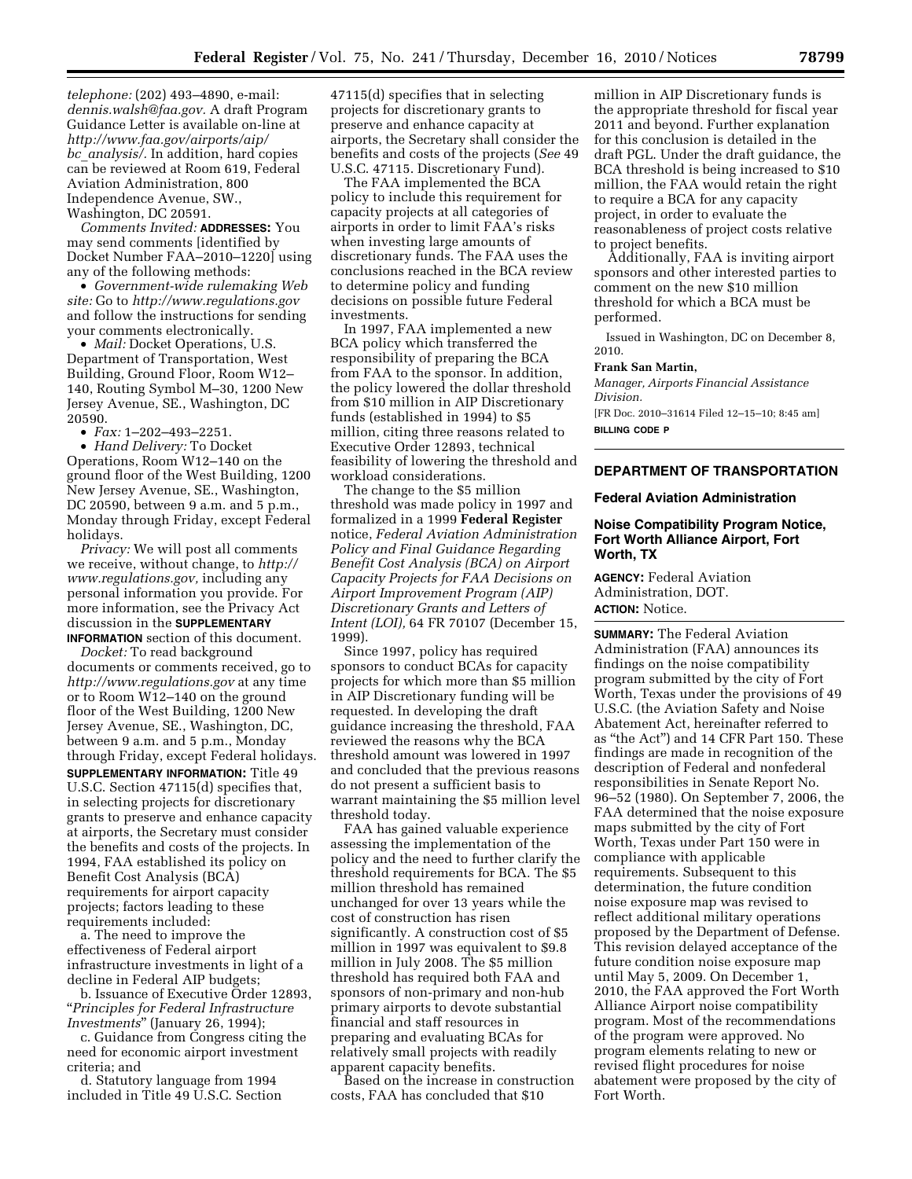*telephone:* (202) 493–4890, e-mail: *dennis.walsh@faa.gov.* A draft Program Guidance Letter is available on-line at *http://www.faa.gov/airports/aip/bc_analysis/.* In addition, hard copies can be reviewed at Room 619, Federal Aviation Administration, 800 Independence Avenue, SW., Washington, DC 20591.

*Comments Invited:* **ADDRESSES:** You may send comments [identified by Docket Number FAA–2010–1220] using any of the following methods:

- *Government-wide rulemaking Web site:* Go to *http://www.regulations.gov* and follow the instructions for sending your comments electronically.
- *Mail:* Docket Operations, U.S. Department of Transportation, West Building, Ground Floor, Room W12–140, Routing Symbol M–30, 1200 New Jersey Avenue, SE., Washington, DC 20590.
- *Fax:* 1–202–493–2251.
- *Hand Delivery:* To Docket Operations, Room W12–140 on the ground floor of the West Building, 1200 New Jersey Avenue, SE., Washington, DC 20590, between 9 a.m. and 5 p.m., Monday through Friday, except Federal holidays.

*Privacy:* We will post all comments we receive, without change, to *http://www.regulations.gov,* including any personal information you provide. For more information, see the Privacy Act discussion in the **SUPPLEMENTARY INFORMATION** section of this document.

*Docket:* To read background documents or comments received, go to *http://www.regulations.gov* at any time or to Room W12–140 on the ground floor of the West Building, 1200 New Jersey Avenue, SE., Washington, DC, between 9 a.m. and 5 p.m., Monday through Friday, except Federal holidays.

**SUPPLEMENTARY INFORMATION:** Title 49 U.S.C. Section 47115(d) specifies that, in selecting projects for discretionary grants to preserve and enhance capacity at airports, the Secretary must consider the benefits and costs of the projects. In 1994, FAA established its policy on Benefit Cost Analysis (BCA) requirements for airport capacity projects; factors leading to these requirements included:

a. The need to improve the effectiveness of Federal airport infrastructure investments in light of a decline in Federal AIP budgets;

b. Issuance of Executive Order 12893, "*Principles for Federal Infrastructure Investments*" (January 26, 1994);

c. Guidance from Congress citing the need for economic airport investment criteria; and

d. Statutory language from 1994 included in Title 49 U.S.C. Section 47115(d) specifies that in selecting projects for discretionary grants to preserve and enhance capacity at airports, the Secretary shall consider the benefits and costs of the projects (*See* 49 U.S.C. 47115. Discretionary Fund).

The FAA implemented the BCA policy to include this requirement for capacity projects at all categories of airports in order to limit FAA's risks when investing large amounts of discretionary funds. The FAA uses the conclusions reached in the BCA review to determine policy and funding decisions on possible future Federal investments.

In 1997, FAA implemented a new BCA policy which transferred the responsibility of preparing the BCA from FAA to the sponsor. In addition, the policy lowered the dollar threshold from $10 million in AIP Discretionary funds (established in 1994) to $5 million, citing three reasons related to Executive Order 12893, technical feasibility of lowering the threshold and workload considerations.

The change to the $5 million threshold was made policy in 1997 and formalized in a 1999 **Federal Register** notice, *Federal Aviation Administration Policy and Final Guidance Regarding Benefit Cost Analysis (BCA) on Airport Capacity Projects for FAA Decisions on Airport Improvement Program (AIP) Discretionary Grants and Letters of Intent (LOI),* 64 FR 70107 (December 15, 1999).

Since 1997, policy has required sponsors to conduct BCAs for capacity projects for which more than $5 million in AIP Discretionary funding will be requested. In developing the draft guidance increasing the threshold, FAA reviewed the reasons why the BCA threshold amount was lowered in 1997 and concluded that the previous reasons do not present a sufficient basis to warrant maintaining the $5 million level threshold today.

FAA has gained valuable experience assessing the implementation of the policy and the need to further clarify the threshold requirements for BCA. The $5 million threshold has remained unchanged for over 13 years while the cost of construction has risen significantly. A construction cost of $5 million in 1997 was equivalent to $9.8 million in July 2008. The $5 million threshold has required both FAA and sponsors of non-primary and non-hub primary airports to devote substantial financial and staff resources in preparing and evaluating BCAs for relatively small projects with readily apparent capacity benefits.

Based on the increase in construction costs, FAA has concluded that $10 million in AIP Discretionary funds is the appropriate threshold for fiscal year 2011 and beyond. Further explanation for this conclusion is detailed in the draft PGL. Under the draft guidance, the BCA threshold is being increased to $10 million, the FAA would retain the right to require a BCA for any capacity project, in order to evaluate the reasonableness of project costs relative to project benefits.

Additionally, FAA is inviting airport sponsors and other interested parties to comment on the new $10 million threshold for which a BCA must be performed.

Issued in Washington, DC on December 8, 2010.

**Frank San Martin,**

*Manager, Airports Financial Assistance Division.*

[FR Doc. 2010–31614 Filed 12–15–10; 8:45 am]

**BILLING CODE P**

## DEPARTMENT OF TRANSPORTATION

### Federal Aviation Administration

### Noise Compatibility Program Notice, Fort Worth Alliance Airport, Fort Worth, TX

**AGENCY:** Federal Aviation Administration, DOT.

**ACTION:** Notice.

**SUMMARY:** The Federal Aviation Administration (FAA) announces its findings on the noise compatibility program submitted by the city of Fort Worth, Texas under the provisions of 49 U.S.C. (the Aviation Safety and Noise Abatement Act, hereinafter referred to as "the Act") and 14 CFR Part 150. These findings are made in recognition of the description of Federal and nonfederal responsibilities in Senate Report No. 96–52 (1980). On September 7, 2006, the FAA determined that the noise exposure maps submitted by the city of Fort Worth, Texas under Part 150 were in compliance with applicable requirements. Subsequent to this determination, the future condition noise exposure map was revised to reflect additional military operations proposed by the Department of Defense. This revision delayed acceptance of the future condition noise exposure map until May 5, 2009. On December 1, 2010, the FAA approved the Fort Worth Alliance Airport noise compatibility program. Most of the recommendations of the program were approved. No program elements relating to new or revised flight procedures for noise abatement were proposed by the city of Fort Worth.